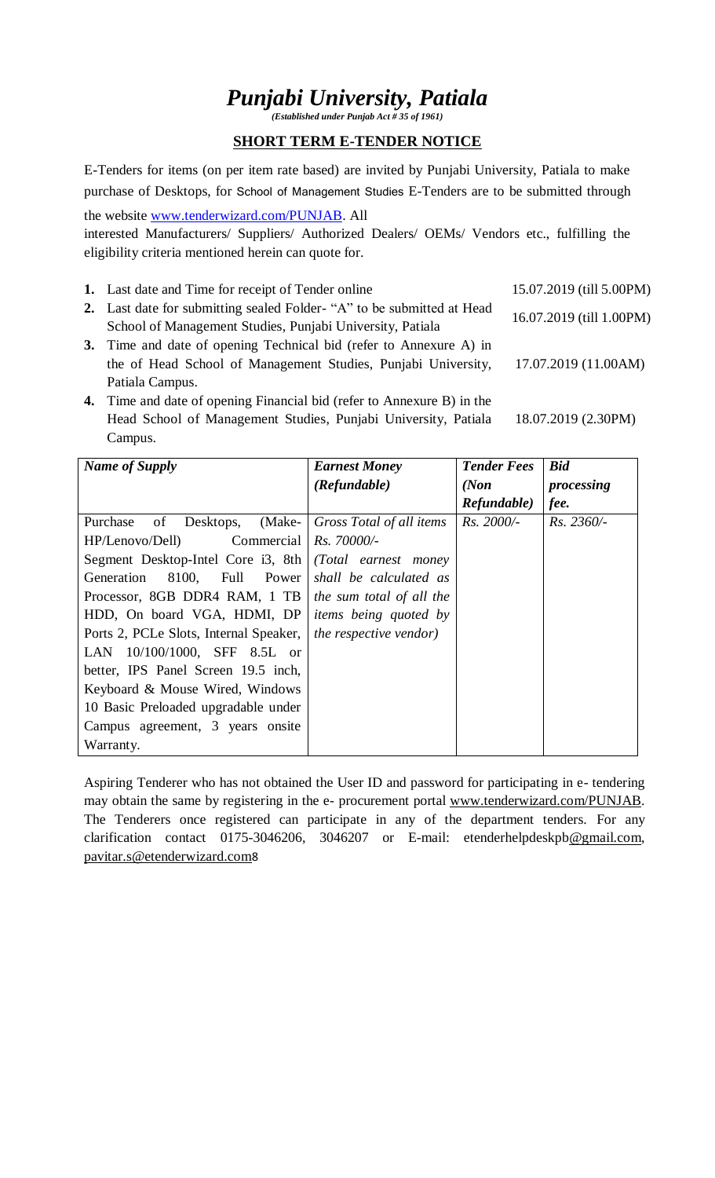# *Punjabi University, Patiala*

***(Established under Punjab Act # 35 of 1961)***

## **SHORT TERM E-TENDER NOTICE**

E-Tenders for items (on per item rate based) are invited by Punjabi University, Patiala to make purchase of Desktops, for School of Management Studies E-Tenders are to be submitted through the website [www.tenderwizard.com/PUNJAB](www.tenderwizard.com/PUNJAB). All interested Manufacturers/ Suppliers/ Authorized Dealers/ OEMs/ Vendors etc., fulfilling the eligibility criteria mentioned herein can quote for.

| | | |
|---|---|---|
| **1.** | Last date and Time for receipt of Tender online | 15.07.2019 (till 5.00PM) |
| **2.** | Last date for submitting sealed Folder- "A" to be submitted at Head School of Management Studies, Punjabi University, Patiala | 16.07.2019 (till 1.00PM) |
| **3.** | Time and date of opening Technical bid (refer to Annexure A) in the of Head School of Management Studies, Punjabi University, Patiala Campus. | 17.07.2019 (11.00AM) |
| **4.** | Time and date of opening Financial bid (refer to Annexure B) in the Head School of Management Studies, Punjabi University, Patiala Campus. | 18.07.2019 (2.30PM) |

| ***Name of Supply*** | ***Earnest Money (Refundable)*** | ***Tender Fees (Non Refundable)*** | ***Bid processing fee.*** |
|---|---|---|---|
| Purchase of Desktops, (Make- HP/Lenovo/Dell) Commercial Segment Desktop-Intel Core i3, 8th Generation 8100, Full Power Processor, 8GB DDR4 RAM, 1 TB HDD, On board VGA, HDMI, DP Ports 2, PCLe Slots, Internal Speaker, LAN 10/100/1000, SFF 8.5L or better, IPS Panel Screen 19.5 inch, Keyboard & Mouse Wired, Windows 10 Basic Preloaded upgradable under Campus agreement, 3 years onsite Warranty. | *Gross Total of all items Rs. 70000/- (Total earnest money shall be calculated as the sum total of all the items being quoted by the respective vendor)* | *Rs. 2000/-* | *Rs. 2360/-* |

Aspiring Tenderer who has not obtained the User ID and password for participating in e- tendering may obtain the same by registering in the e- procurement portal www.tenderwizard.com/PUNJAB. The Tenderers once registered can participate in any of the department tenders. For any clarification contact 0175-3046206, 3046207 or E-mail: etenderhelpdeskpb@gmail.com, pavitar.s@etenderwizard.com8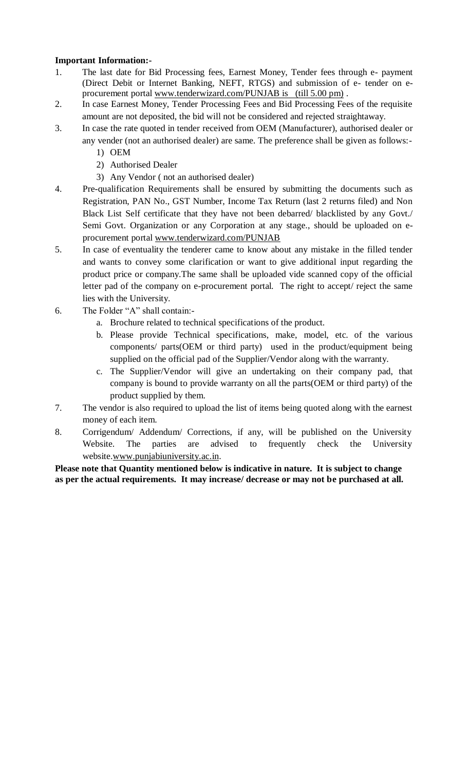**Important Information:-**

1. The last date for Bid Processing fees, Earnest Money, Tender fees through e- payment (Direct Debit or Internet Banking, NEFT, RTGS) and submission of e- tender on e-procurement portal www.tenderwizard.com/PUNJAB is (till 5.00 pm) .
2. In case Earnest Money, Tender Processing Fees and Bid Processing Fees of the requisite amount are not deposited, the bid will not be considered and rejected straightaway.
3. In case the rate quoted in tender received from OEM (Manufacturer), authorised dealer or any vender (not an authorised dealer) are same. The preference shall be given as follows:-
   1) OEM
   2) Authorised Dealer
   3) Any Vendor ( not an authorised dealer)
4. Pre-qualification Requirements shall be ensured by submitting the documents such as Registration, PAN No., GST Number, Income Tax Return (last 2 returns filed) and Non Black List Self certificate that they have not been debarred/ blacklisted by any Govt./ Semi Govt. Organization or any Corporation at any stage., should be uploaded on e-procurement portal www.tenderwizard.com/PUNJAB
5. In case of eventuality the tenderer came to know about any mistake in the filled tender and wants to convey some clarification or want to give additional input regarding the product price or company.The same shall be uploaded vide scanned copy of the official letter pad of the company on e-procurement portal. The right to accept/ reject the same lies with the University.
6. The Folder "A" shall contain:-
   a. Brochure related to technical specifications of the product.
   b. Please provide Technical specifications, make, model, etc. of the various components/ parts(OEM or third party) used in the product/equipment being supplied on the official pad of the Supplier/Vendor along with the warranty.
   c. The Supplier/Vendor will give an undertaking on their company pad, that company is bound to provide warranty on all the parts(OEM or third party) of the product supplied by them.
7. The vendor is also required to upload the list of items being quoted along with the earnest money of each item.
8. Corrigendum/ Addendum/ Corrections, if any, will be published on the University Website. The parties are advised to frequently check the University website.www.punjabiuniversity.ac.in.

**Please note that Quantity mentioned below is indicative in nature. It is subject to change as per the actual requirements. It may increase/ decrease or may not be purchased at all.**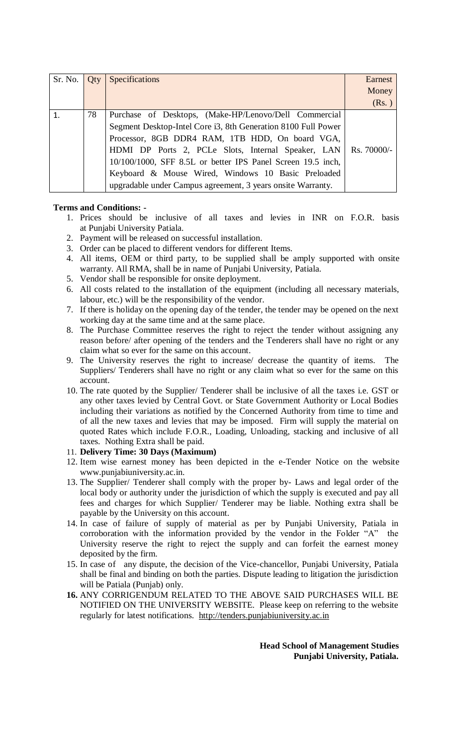| Sr. No. | Qty | Specifications | Earnest Money (Rs. ) |
| --- | --- | --- | --- |
| 1. | 78 | Purchase of Desktops, (Make-HP/Lenovo/Dell Commercial Segment Desktop-Intel Core i3, 8th Generation 8100 Full Power Processor, 8GB DDR4 RAM, 1TB HDD, On board VGA, HDMI DP Ports 2, PCLe Slots, Internal Speaker, LAN 10/100/1000, SFF 8.5L or better IPS Panel Screen 19.5 inch, Keyboard & Mouse Wired, Windows 10 Basic Preloaded upgradable under Campus agreement, 3 years onsite Warranty. | Rs. 70000/- |

**Terms and Conditions: -**

1. Prices should be inclusive of all taxes and levies in INR on F.O.R. basis at Punjabi University Patiala.
2. Payment will be released on successful installation.
3. Order can be placed to different vendors for different Items.
4. All items, OEM or third party, to be supplied shall be amply supported with onsite warranty. All RMA, shall be in name of Punjabi University, Patiala.
5. Vendor shall be responsible for onsite deployment.
6. All costs related to the installation of the equipment (including all necessary materials, labour, etc.) will be the responsibility of the vendor.
7. If there is holiday on the opening day of the tender, the tender may be opened on the next working day at the same time and at the same place.
8. The Purchase Committee reserves the right to reject the tender without assigning any reason before/ after opening of the tenders and the Tenderers shall have no right or any claim what so ever for the same on this account.
9. The University reserves the right to increase/ decrease the quantity of items. The Suppliers/ Tenderers shall have no right or any claim what so ever for the same on this account.
10. The rate quoted by the Supplier/ Tenderer shall be inclusive of all the taxes i.e. GST or any other taxes levied by Central Govt. or State Government Authority or Local Bodies including their variations as notified by the Concerned Authority from time to time and of all the new taxes and levies that may be imposed. Firm will supply the material on quoted Rates which include F.O.R., Loading, Unloading, stacking and inclusive of all taxes. Nothing Extra shall be paid.
11. **Delivery Time: 30 Days (Maximum)**
12. Item wise earnest money has been depicted in the e-Tender Notice on the website www.punjabiuniversity.ac.in.
13. The Supplier/ Tenderer shall comply with the proper by- Laws and legal order of the local body or authority under the jurisdiction of which the supply is executed and pay all fees and charges for which Supplier/ Tenderer may be liable. Nothing extra shall be payable by the University on this account.
14. In case of failure of supply of material as per by Punjabi University, Patiala in corroboration with the information provided by the vendor in the Folder "A" the University reserve the right to reject the supply and can forfeit the earnest money deposited by the firm.
15. In case of any dispute, the decision of the Vice-chancellor, Punjabi University, Patiala shall be final and binding on both the parties. Dispute leading to litigation the jurisdiction will be Patiala (Punjab) only.
16. ANY CORRIGENDUM RELATED TO THE ABOVE SAID PURCHASES WILL BE NOTIFIED ON THE UNIVERSITY WEBSITE. Please keep on referring to the website regularly for latest notifications. http://tenders.punjabiuniversity.ac.in

**Head School of Management Studies**
**Punjabi University, Patiala.**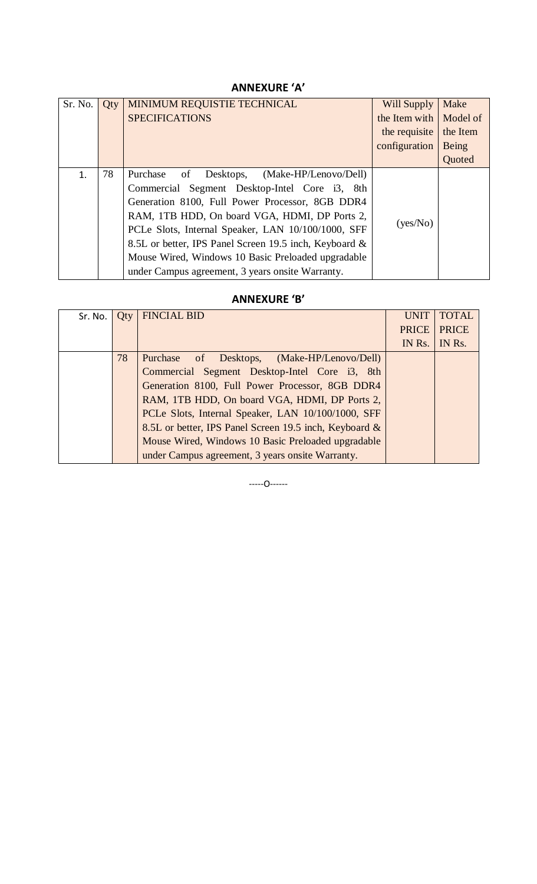## ANNEXURE 'A'

| Sr. No. | Qty | MINIMUM REQUISTIE TECHNICAL SPECIFICATIONS | Will Supply the Item with the requisite configuration | Make Model of the Item Being Quoted |
|---|---|---|---|---|
| 1. | 78 | Purchase of Desktops, (Make-HP/Lenovo/Dell) Commercial Segment Desktop-Intel Core i3, 8th Generation 8100, Full Power Processor, 8GB DDR4 RAM, 1TB HDD, On board VGA, HDMI, DP Ports 2, PCLe Slots, Internal Speaker, LAN 10/100/1000, SFF 8.5L or better, IPS Panel Screen 19.5 inch, Keyboard & Mouse Wired, Windows 10 Basic Preloaded upgradable under Campus agreement, 3 years onsite Warranty. | (yes/No) | |

## ANNEXURE 'B'

| Sr. No. | Qty | FINCIAL BID | UNIT PRICE IN Rs. | TOTAL PRICE IN Rs. |
|---|---|---|---|---|
| | 78 | Purchase of Desktops, (Make-HP/Lenovo/Dell) Commercial Segment Desktop-Intel Core i3, 8th Generation 8100, Full Power Processor, 8GB DDR4 RAM, 1TB HDD, On board VGA, HDMI, DP Ports 2, PCLe Slots, Internal Speaker, LAN 10/100/1000, SFF 8.5L or better, IPS Panel Screen 19.5 inch, Keyboard & Mouse Wired, Windows 10 Basic Preloaded upgradable under Campus agreement, 3 years onsite Warranty. | | |

-----o------